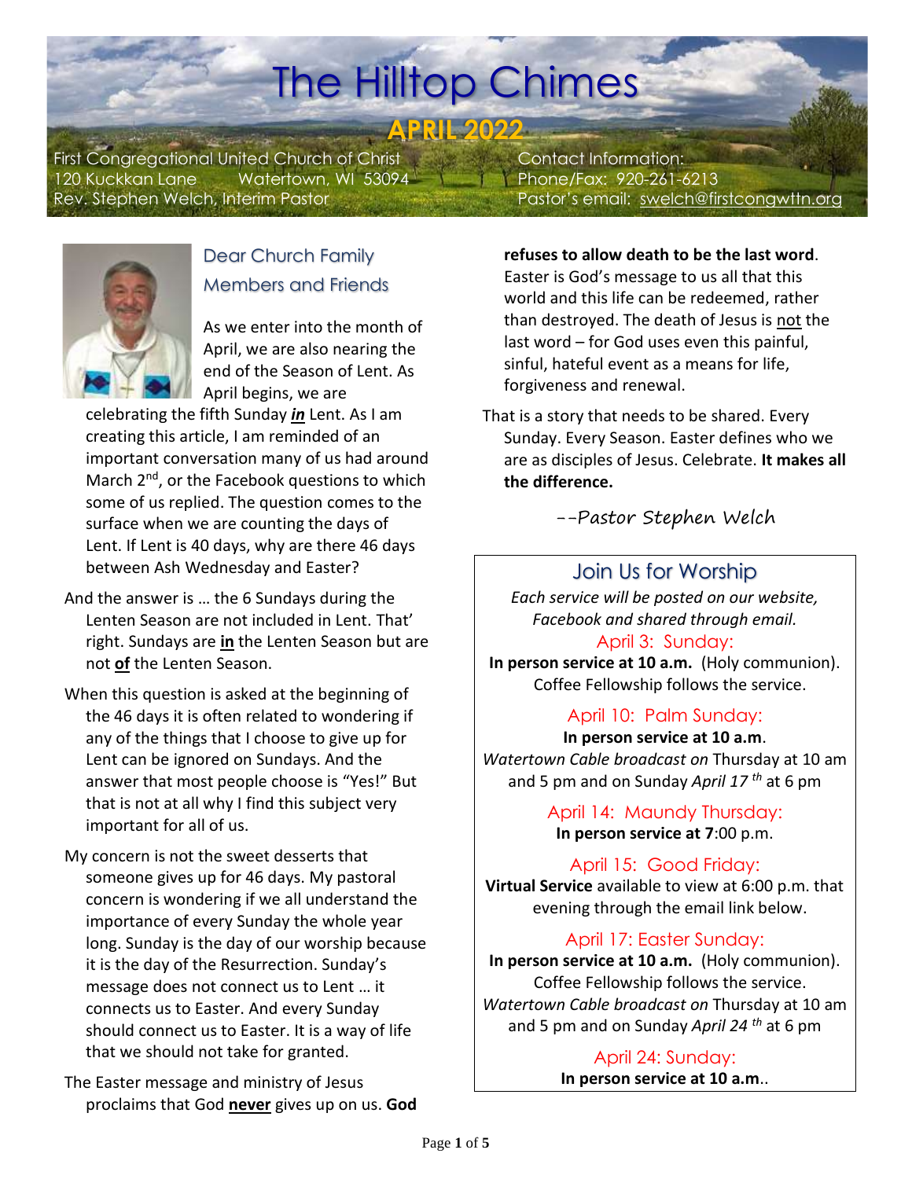# The Hilltop Chimes

## APRIL 2022

First Congregational United Church of Christ
120 Kuckkan Lane Watertown, WI 53094
Rev. Stephen Welch, Interim Pastor

Contact Information:
Phone/Fax: 920-261-6213
Pastor's email: swelch@firstcongwtn.org

## Dear Church Family Members and Friends

As we enter into the month of April, we are also nearing the end of the Season of Lent. As April begins, we are celebrating the fifth Sunday ***in*** Lent. As I am creating this article, I am reminded of an important conversation many of us had around March 2nd, or the Facebook questions to which some of us replied. The question comes to the surface when we are counting the days of Lent. If Lent is 40 days, why are there 46 days between Ash Wednesday and Easter?

And the answer is … the 6 Sundays during the Lenten Season are not included in Lent. That' right. Sundays are **in** the Lenten Season but are not **of** the Lenten Season.

When this question is asked at the beginning of the 46 days it is often related to wondering if any of the things that I choose to give up for Lent can be ignored on Sundays. And the answer that most people choose is "Yes!" But that is not at all why I find this subject very important for all of us.

My concern is not the sweet desserts that someone gives up for 46 days. My pastoral concern is wondering if we all understand the importance of every Sunday the whole year long. Sunday is the day of our worship because it is the day of the Resurrection. Sunday's message does not connect us to Lent … it connects us to Easter. And every Sunday should connect us to Easter. It is a way of life that we should not take for granted.

The Easter message and ministry of Jesus proclaims that God **never** gives up on us. **God refuses to allow death to be the last word**. Easter is God's message to us all that this world and this life can be redeemed, rather than destroyed. The death of Jesus is not the last word – for God uses even this painful, sinful, hateful event as a means for life, forgiveness and renewal.

That is a story that needs to be shared. Every Sunday. Every Season. Easter defines who we are as disciples of Jesus. Celebrate. **It makes all the difference.**

*--Pastor Stephen Welch*

## Join Us for Worship

*Each service will be posted on our website, Facebook and shared through email.*

**April 3: Sunday:**
**In person service at 10 a.m.** (Holy communion). Coffee Fellowship follows the service.

**April 10: Palm Sunday:**
**In person service at 10 a.m**.
*Watertown Cable broadcast on* Thursday at 10 am and 5 pm and on Sunday *April 17th* at 6 pm

**April 14: Maundy Thursday:**
**In person service at 7**:00 p.m.

**April 15: Good Friday:**
**Virtual Service** available to view at 6:00 p.m. that evening through the email link below.

**April 17: Easter Sunday:**
**In person service at 10 a.m.** (Holy communion). Coffee Fellowship follows the service.
*Watertown Cable broadcast on* Thursday at 10 am and 5 pm and on Sunday *April 24th* at 6 pm

**April 24: Sunday:**
**In person service at 10 a.m**..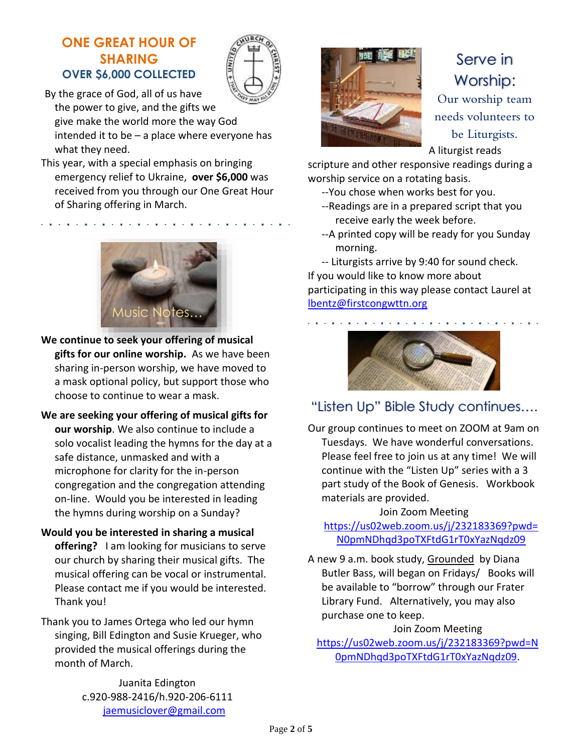## ONE GREAT HOUR OF SHARING

### OVER $6,000 COLLECTED

By the grace of God, all of us have the power to give, and the gifts we give make the world more the way God intended it to be – a place where everyone has what they need.

This year, with a special emphasis on bringing emergency relief to Ukraine, **over $6,000** was received from you through our One Great Hour of Sharing offering in March.

## Music Notes...

**We continue to seek your offering of musical gifts for our online worship.** As we have been sharing in-person worship, we have moved to a mask optional policy, but support those who choose to continue to wear a mask.

**We are seeking your offering of musical gifts for our worship**. We also continue to include a solo vocalist leading the hymns for the day at a safe distance, unmasked and with a microphone for clarity for the in-person congregation and the congregation attending on-line. Would you be interested in leading the hymns during worship on a Sunday?

**Would you be interested in sharing a musical offering?** I am looking for musicians to serve our church by sharing their musical gifts. The musical offering can be vocal or instrumental. Please contact me if you would be interested. Thank you!

Thank you to James Ortega who led our hymn singing, Bill Edington and Susie Krueger, who provided the musical offerings during the month of March.

Juanita Edington
c.920-988-2416/h.920-206-6111
jaemusiclover@gmail.com

## Serve in Worship:

Our worship team needs volunteers to be Liturgists.

A liturgist reads scripture and other responsive readings during a worship service on a rotating basis.

--You chose when works best for you.

--Readings are in a prepared script that you receive early the week before.

--A printed copy will be ready for you Sunday morning.

-- Liturgists arrive by 9:40 for sound check.

If you would like to know more about participating in this way please contact Laurel at lbentz@firstcongwttn.org

## "Listen Up" Bible Study continues....

Our group continues to meet on ZOOM at 9am on Tuesdays. We have wonderful conversations. Please feel free to join us at any time! We will continue with the "Listen Up" series with a 3 part study of the Book of Genesis. Workbook materials are provided.

Join Zoom Meeting
https://us02web.zoom.us/j/232183369?pwd=N0pmNDhqd3poTXFtdG1rT0xYazNqdz09

A new 9 a.m. book study, Grounded by Diana Butler Bass, will began on Fridays/ Books will be available to "borrow" through our Frater Library Fund. Alternatively, you may also purchase one to keep.

Join Zoom Meeting
https://us02web.zoom.us/j/232183369?pwd=N0pmNDhqd3poTXFtdG1rT0xYazNqdz09.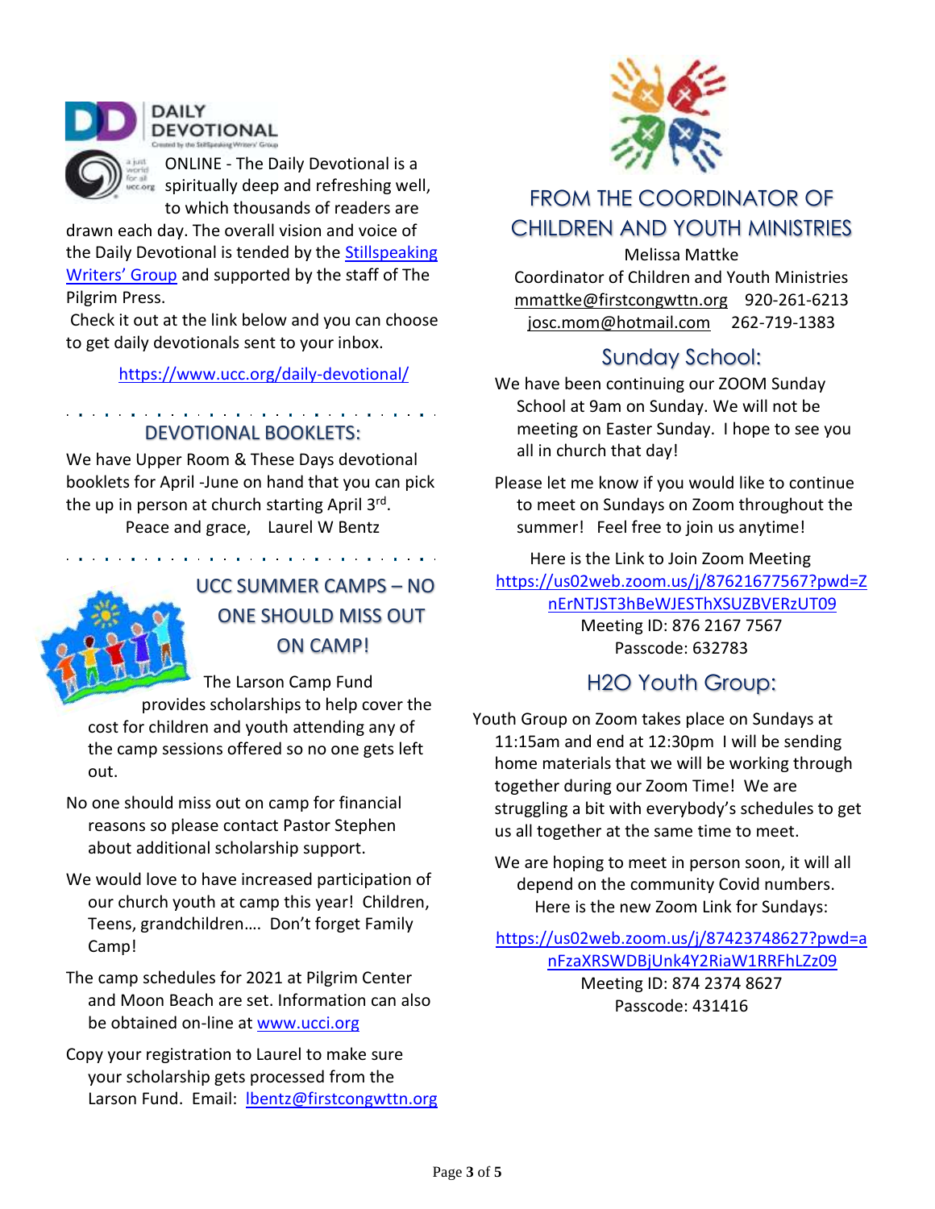## DAILY DEVOTIONAL

ONLINE - The Daily Devotional is a spiritually deep and refreshing well, to which thousands of readers are drawn each day. The overall vision and voice of the Daily Devotional is tended by the Stillspeaking Writers' Group and supported by the staff of The Pilgrim Press.

Check it out at the link below and you can choose to get daily devotionals sent to your inbox.

https://www.ucc.org/daily-devotional/

## DEVOTIONAL BOOKLETS:

We have Upper Room & These Days devotional booklets for April -June on hand that you can pick the up in person at church starting April 3rd.

Peace and grace, Laurel W Bentz

## UCC SUMMER CAMPS – NO ONE SHOULD MISS OUT ON CAMP!

The Larson Camp Fund provides scholarships to help cover the cost for children and youth attending any of the camp sessions offered so no one gets left out.

No one should miss out on camp for financial reasons so please contact Pastor Stephen about additional scholarship support.

We would love to have increased participation of our church youth at camp this year! Children, Teens, grandchildren…. Don't forget Family Camp!

The camp schedules for 2021 at Pilgrim Center and Moon Beach are set. Information can also be obtained on-line at www.ucci.org

Copy your registration to Laurel to make sure your scholarship gets processed from the Larson Fund. Email: lbentz@firstcongwttn.org

## FROM THE COORDINATOR OF CHILDREN AND YOUTH MINISTRIES

Melissa Mattke
Coordinator of Children and Youth Ministries
mmattke@firstcongwttn.org 920-261-6213
josc.mom@hotmail.com 262-719-1383

### Sunday School:

We have been continuing our ZOOM Sunday School at 9am on Sunday. We will not be meeting on Easter Sunday. I hope to see you all in church that day!

Please let me know if you would like to continue to meet on Sundays on Zoom throughout the summer! Feel free to join us anytime!

Here is the Link to Join Zoom Meeting
https://us02web.zoom.us/j/87621677567?pwd=ZnErNTJST3hBeWJESThXSUZBVERzUT09
Meeting ID: 876 2167 7567
Passcode: 632783

### H2O Youth Group:

Youth Group on Zoom takes place on Sundays at 11:15am and end at 12:30pm I will be sending home materials that we will be working through together during our Zoom Time! We are struggling a bit with everybody's schedules to get us all together at the same time to meet.

We are hoping to meet in person soon, it will all depend on the community Covid numbers. Here is the new Zoom Link for Sundays:

https://us02web.zoom.us/j/87423748627?pwd=anFzaXRSWDBjUnk4Y2RiaW1RRFhLZz09
Meeting ID: 874 2374 8627
Passcode: 431416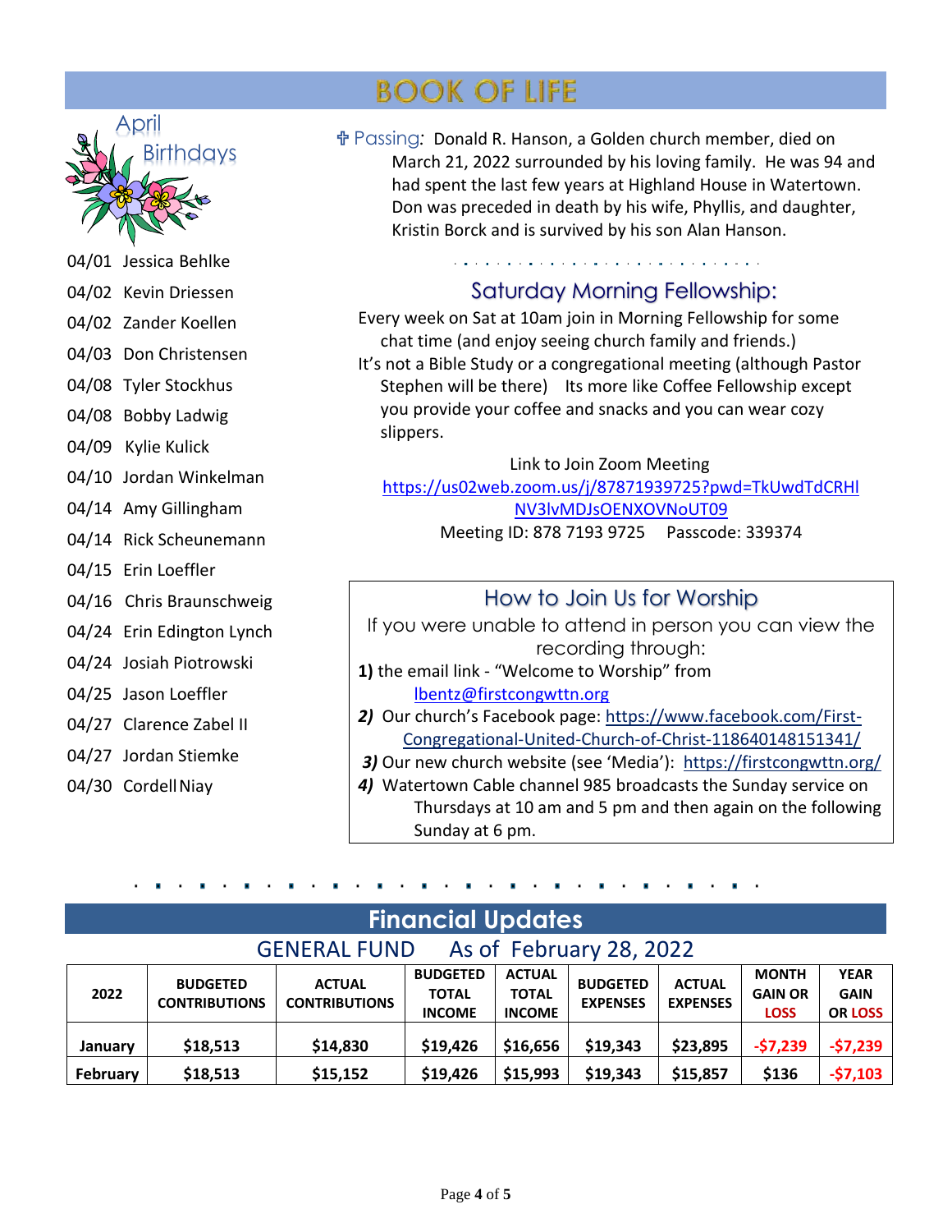# BOOK OF LIFE

## April Birthdays

04/01 Jessica Behlke
04/02 Kevin Driessen
04/02 Zander Koellen
04/03 Don Christensen
04/08 Tyler Stockhus
04/08 Bobby Ladwig
04/09 Kylie Kulick
04/10 Jordan Winkelman
04/14 Amy Gillingham
04/14 Rick Scheunemann
04/15 Erin Loeffler
04/16 Chris Braunschweig
04/24 Erin Edington Lynch
04/24 Josiah Piotrowski
04/25 Jason Loeffler
04/27 Clarence Zabel II
04/27 Jordan Stiemke
04/30 Cordell Niay

✟ Passing: Donald R. Hanson, a Golden church member, died on March 21, 2022 surrounded by his loving family. He was 94 and had spent the last few years at Highland House in Watertown. Don was preceded in death by his wife, Phyllis, and daughter, Kristin Borck and is survived by his son Alan Hanson.

## Saturday Morning Fellowship:

Every week on Sat at 10am join in Morning Fellowship for some chat time (and enjoy seeing church family and friends.)

It's not a Bible Study or a congregational meeting (although Pastor Stephen will be there) Its more like Coffee Fellowship except you provide your coffee and snacks and you can wear cozy slippers.

Link to Join Zoom Meeting
https://us02web.zoom.us/j/87871939725?pwd=TkUwdTdCRHlNV3lvMDJsOENXOVNoUT09
Meeting ID: 878 7193 9725 Passcode: 339374

## How to Join Us for Worship

If you were unable to attend in person you can view the recording through:

**1)** the email link - "Welcome to Worship" from lbentz@firstcongwttn.org

***2)*** Our church's Facebook page: https://www.facebook.com/First-Congregational-United-Church-of-Christ-118640148151341/

***3)*** Our new church website (see 'Media'): https://firstcongwttn.org/

***4)*** Watertown Cable channel 985 broadcasts the Sunday service on Thursdays at 10 am and 5 pm and then again on the following Sunday at 6 pm.

# Financial Updates

## GENERAL FUND As of February 28, 2022

| 2022 | BUDGETED CONTRIBUTIONS | ACTUAL CONTRIBUTIONS | BUDGETED TOTAL INCOME | ACTUAL TOTAL INCOME | BUDGETED EXPENSES | ACTUAL EXPENSES | MONTH GAIN OR LOSS | YEAR GAIN OR LOSS |
|---|---|---|---|---|---|---|---|---|
| **January** | **$18,513** | **$14,830** | **$19,426** | **$16,656** | **$19,343** | **$23,895** | **-$7,239** | **-$7,239** |
| **February** | **$18,513** | **$15,152** | **$19,426** | **$15,993** | **$19,343** | **$15,857** | **$136** | **-$7,103** |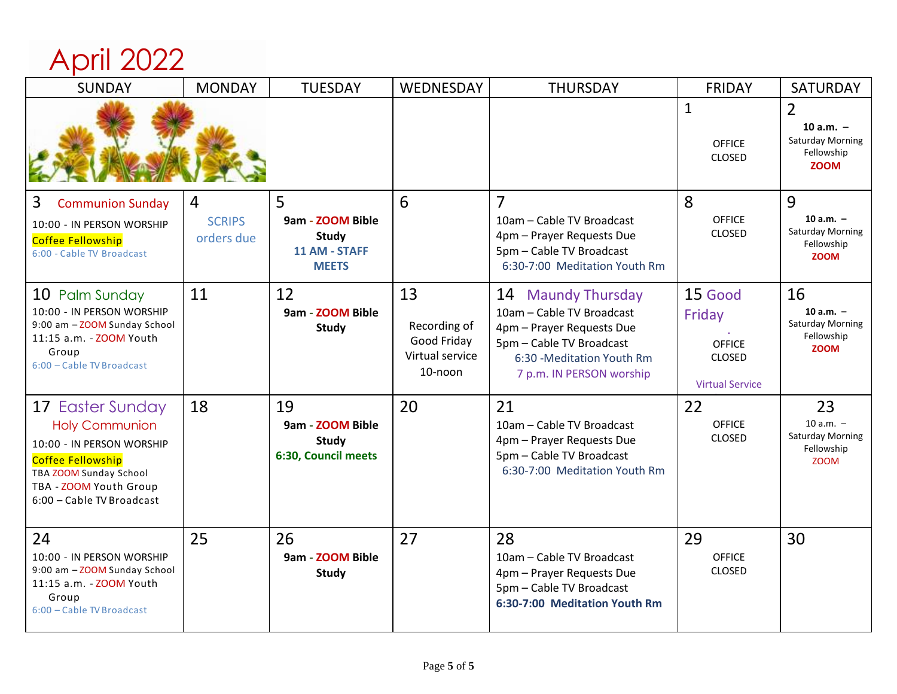# April 2022

| SUNDAY | MONDAY | TUESDAY | WEDNESDAY | THURSDAY | FRIDAY | SATURDAY |
|---|---|---|---|---|---|---|
| | | | | | 1<br>OFFICE CLOSED | 2<br>**10 a.m. –** Saturday Morning Fellowship **ZOOM** |
| 3 Communion Sunday<br>10:00 - IN PERSON WORSHIP<br>Coffee Fellowship<br>6:00 - Cable TV Broadcast | 4<br>SCRIPS orders due | 5<br>**9am - ZOOM Bible Study**<br>**11 AM - STAFF MEETS** | 6 | 7<br>10am – Cable TV Broadcast<br>4pm – Prayer Requests Due<br>5pm – Cable TV Broadcast<br>6:30-7:00 Meditation Youth Rm | 8<br>OFFICE CLOSED | 9<br>**10 a.m. –** Saturday Morning Fellowship **ZOOM** |
| 10 Palm Sunday<br>10:00 - IN PERSON WORSHIP<br>9:00 am – ZOOM Sunday School<br>11:15 a.m. - ZOOM Youth Group<br>6:00 – Cable TV Broadcast | 11 | 12<br>**9am - ZOOM Bible Study** | 13<br>Recording of Good Friday Virtual service 10-noon | 14 Maundy Thursday<br>10am – Cable TV Broadcast<br>4pm – Prayer Requests Due<br>5pm – Cable TV Broadcast<br>6:30 -Meditation Youth Rm<br>7 p.m. IN PERSON worship | 15 Good Friday<br>OFFICE CLOSED<br>Virtual Service | 16<br>**10 a.m. –** Saturday Morning Fellowship **ZOOM** |
| 17 Easter Sunday<br>Holy Communion<br>10:00 - IN PERSON WORSHIP<br>Coffee Fellowship<br>TBA ZOOM Sunday School<br>TBA - ZOOM Youth Group<br>6:00 – Cable TV Broadcast | 18 | 19<br>**9am - ZOOM Bible Study**<br>**6:30, Council meets** | 20 | 21<br>10am – Cable TV Broadcast<br>4pm – Prayer Requests Due<br>5pm – Cable TV Broadcast<br>6:30-7:00 Meditation Youth Rm | 22<br>OFFICE CLOSED | 23<br>10 a.m. – Saturday Morning Fellowship ZOOM |
| 24<br>10:00 - IN PERSON WORSHIP<br>9:00 am – ZOOM Sunday School<br>11:15 a.m. - ZOOM Youth Group<br>6:00 – Cable TV Broadcast | 25 | 26<br>**9am - ZOOM Bible Study** | 27 | 28<br>10am – Cable TV Broadcast<br>4pm – Prayer Requests Due<br>5pm – Cable TV Broadcast<br>**6:30-7:00 Meditation Youth Rm** | 29<br>OFFICE CLOSED | 30 |